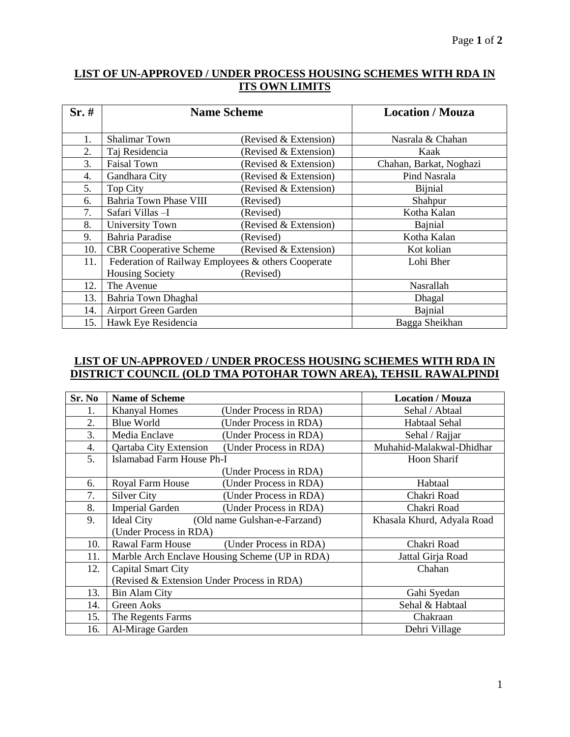**LIST OF UN-APPROVED / UNDER PROCESS HOUSING SCHEMES WITH RDA IN ITS OWN LIMITS**

| Sr. # | Name Scheme | Location / Mouza |
|---|---|---|
| 1. | Shalimar Town (Revised & Extension) | Nasrala & Chahan |
| 2. | Taj Residencia (Revised & Extension) | Kaak |
| 3. | Faisal Town (Revised & Extension) | Chahan, Barkat, Noghazi |
| 4. | Gandhara City (Revised & Extension) | Pind Nasrala |
| 5. | Top City (Revised & Extension) | Bijnial |
| 6. | Bahria Town Phase VIII (Revised) | Shahpur |
| 7. | Safari Villas –I (Revised) | Kotha Kalan |
| 8. | University Town (Revised & Extension) | Bajnial |
| 9. | Bahria Paradise (Revised) | Kotha Kalan |
| 10. | CBR Cooperative Scheme (Revised & Extension) | Kot kolian |
| 11. | Federation of Railway Employees & others Cooperate Housing Society (Revised) | Lohi Bher |
| 12. | The Avenue | Nasrallah |
| 13. | Bahria Town Dhaghal | Dhagal |
| 14. | Airport Green Garden | Bajnial |
| 15. | Hawk Eye Residencia | Bagga Sheikhan |

**LIST OF UN-APPROVED / UNDER PROCESS HOUSING SCHEMES WITH RDA IN DISTRICT COUNCIL (OLD TMA POTOHAR TOWN AREA), TEHSIL RAWALPINDI**

| Sr. No | Name of Scheme | Location / Mouza |
|---|---|---|
| 1. | Khanyal Homes (Under Process in RDA) | Sehal / Abtaal |
| 2. | Blue World (Under Process in RDA) | Habtaal Sehal |
| 3. | Media Enclave (Under Process in RDA) | Sehal / Rajjar |
| 4. | Qartaba City Extension (Under Process in RDA) | Muhahid-Malakwal-Dhidhar |
| 5. | Islamabad Farm House Ph-I (Under Process in RDA) | Hoon Sharif |
| 6. | Royal Farm House (Under Process in RDA) | Habtaal |
| 7. | Silver City (Under Process in RDA) | Chakri Road |
| 8. | Imperial Garden (Under Process in RDA) | Chakri Road |
| 9. | Ideal City (Old name Gulshan-e-Farzand) (Under Process in RDA) | Khasala Khurd, Adyala Road |
| 10. | Rawal Farm House (Under Process in RDA) | Chakri Road |
| 11. | Marble Arch Enclave Housing Scheme (UP in RDA) | Jattal Girja Road |
| 12. | Capital Smart City (Revised & Extension Under Process in RDA) | Chahan |
| 13. | Bin Alam City | Gahi Syedan |
| 14. | Green Aoks | Sehal & Habtaal |
| 15. | The Regents Farms | Chakraan |
| 16. | Al-Mirage Garden | Dehri Village |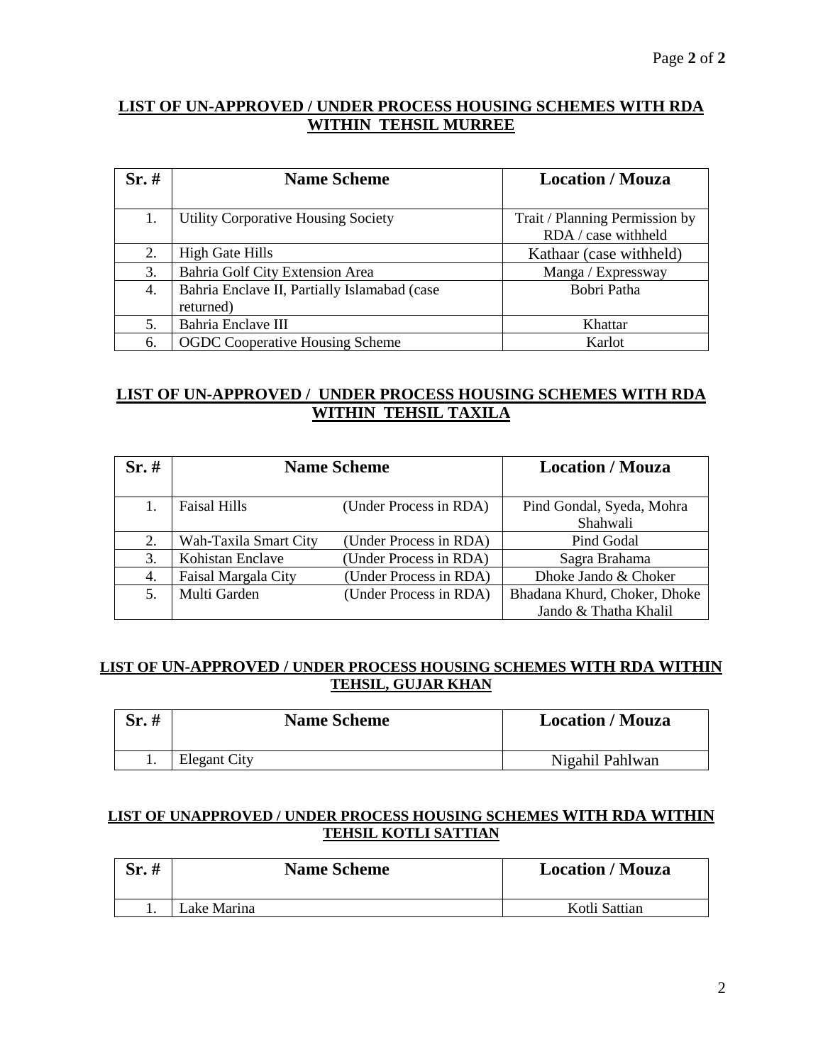## LIST OF UN-APPROVED / UNDER PROCESS HOUSING SCHEMES WITH RDA WITHIN TEHSIL MURREE

| Sr. # | Name Scheme | Location / Mouza |
|---|---|---|
| 1. | Utility Corporative Housing Society | Trait / Planning Permission by RDA / case withheld |
| 2. | High Gate Hills | Kathaar (case withheld) |
| 3. | Bahria Golf City Extension Area | Manga / Expressway |
| 4. | Bahria Enclave II, Partially Islamabad (case returned) | Bobri Patha |
| 5. | Bahria Enclave III | Khattar |
| 6. | OGDC Cooperative Housing Scheme | Karlot |

## LIST OF UN-APPROVED / UNDER PROCESS HOUSING SCHEMES WITH RDA WITHIN TEHSIL TAXILA

| Sr. # | Name Scheme | | Location / Mouza |
|---|---|---|---|
| 1. | Faisal Hills | (Under Process in RDA) | Pind Gondal, Syeda, Mohra Shahwali |
| 2. | Wah-Taxila Smart City | (Under Process in RDA) | Pind Godal |
| 3. | Kohistan Enclave | (Under Process in RDA) | Sagra Brahama |
| 4. | Faisal Margala City | (Under Process in RDA) | Dhoke Jando & Choker |
| 5. | Multi Garden | (Under Process in RDA) | Bhadana Khurd, Choker, Dhoke Jando & Thatha Khalil |

## LIST OF UN-APPROVED / UNDER PROCESS HOUSING SCHEMES WITH RDA WITHIN TEHSIL, GUJAR KHAN

| Sr. # | Name Scheme | Location / Mouza |
|---|---|---|
| 1. | Elegant City | Nigahil Pahlwan |

## LIST OF UNAPPROVED / UNDER PROCESS HOUSING SCHEMES WITH RDA WITHIN TEHSIL KOTLI SATTIAN

| Sr. # | Name Scheme | Location / Mouza |
|---|---|---|
| 1. | Lake Marina | Kotli Sattian |